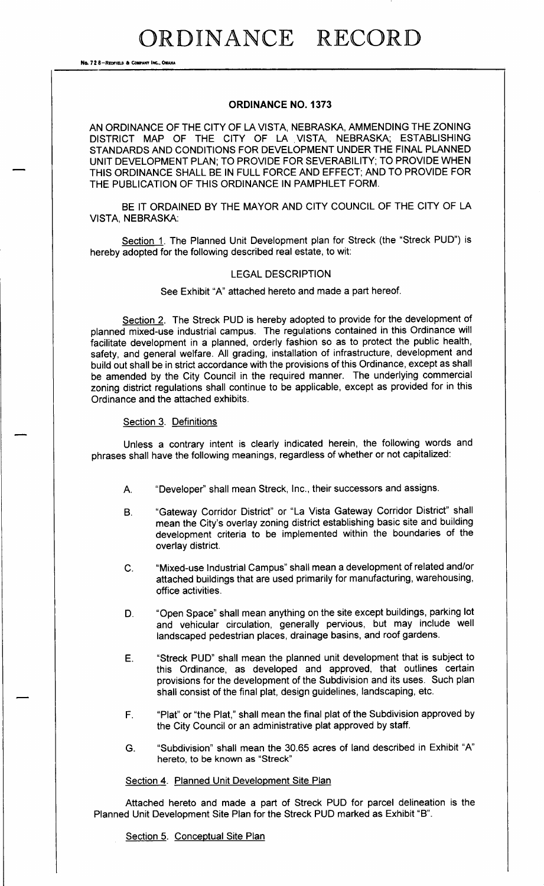# ORDINANCE RECORD

No. 72 8—REDFIELD & COMPANY INC., OMAHA

## ORDINANCE NO. 1373

AN ORDINANCE OF THE CITY OF LA VISTA, NEBRASKA, AMMENDING THE ZONING DISTRICT MAP OF THE CITY OF LA VISTA, NEBRASKA; ESTABLISHING STANDARDS AND CONDITIONS FOR DEVELOPMENT UNDER THE FINAL PLANNED UNIT DEVELOPMENT PLAN; TO PROVIDE FOR SEVERABILITY; TO PROVIDE WHEN THIS ORDINANCE SHALL BE IN FULL FORCE AND EFFECT; AND TO PROVIDE FOR THE PUBLICATION OF THIS ORDINANCE IN PAMPHLET FORM.

BE IT ORDAINED BY THE MAYOR AND CITY COUNCIL OF THE CITY OF LA VISTA, NEBRASKA:

Section 1. The Planned Unit Development plan for Streck (the "Streck PUD") is hereby adopted for the following described real estate, to wit:

LEGAL DESCRIPTION

See Exhibit "A" attached hereto and made a part hereof.

Section 2. The Streck PUD is hereby adopted to provide for the development of planned mixed-use industrial campus. The regulations contained in this Ordinance will facilitate development in a planned, orderly fashion so as to protect the public health, safety, and general welfare. All grading, installation of infrastructure, development and build out shall be in strict accordance with the provisions of this Ordinance, except as shall be amended by the City Council in the required manner. The underlying commercial zoning district regulations shall continue to be applicable, except as provided for in this Ordinance and the attached exhibits.

Section 3. Definitions

Unless a contrary intent is clearly indicated herein, the following words and phrases shall have the following meanings, regardless of whether or not capitalized:

A. "Developer" shall mean Streck, Inc., their successors and assigns.

B. "Gateway Corridor District" or "La Vista Gateway Corridor District" shall mean the City's overlay zoning district establishing basic site and building development criteria to be implemented within the boundaries of the overlay district.

C. "Mixed-use Industrial Campus" shall mean a development of related and/or attached buildings that are used primarily for manufacturing, warehousing, office activities.

D. "Open Space" shall mean anything on the site except buildings, parking lot and vehicular circulation, generally pervious, but may include well landscaped pedestrian places, drainage basins, and roof gardens.

E. "Streck PUD" shall mean the planned unit development that is subject to this Ordinance, as developed and approved, that outlines certain provisions for the development of the Subdivision and its uses. Such plan shall consist of the final plat, design guidelines, landscaping, etc.

F. "Plat" or "the Plat," shall mean the final plat of the Subdivision approved by the City Council or an administrative plat approved by staff.

G. "Subdivision" shall mean the 30.65 acres of land described in Exhibit "A" hereto, to be known as "Streck"

Section 4. Planned Unit Development Site Plan

Attached hereto and made a part of Streck PUD for parcel delineation is the Planned Unit Development Site Plan for the Streck PUD marked as Exhibit "B".

Section 5. Conceptual Site Plan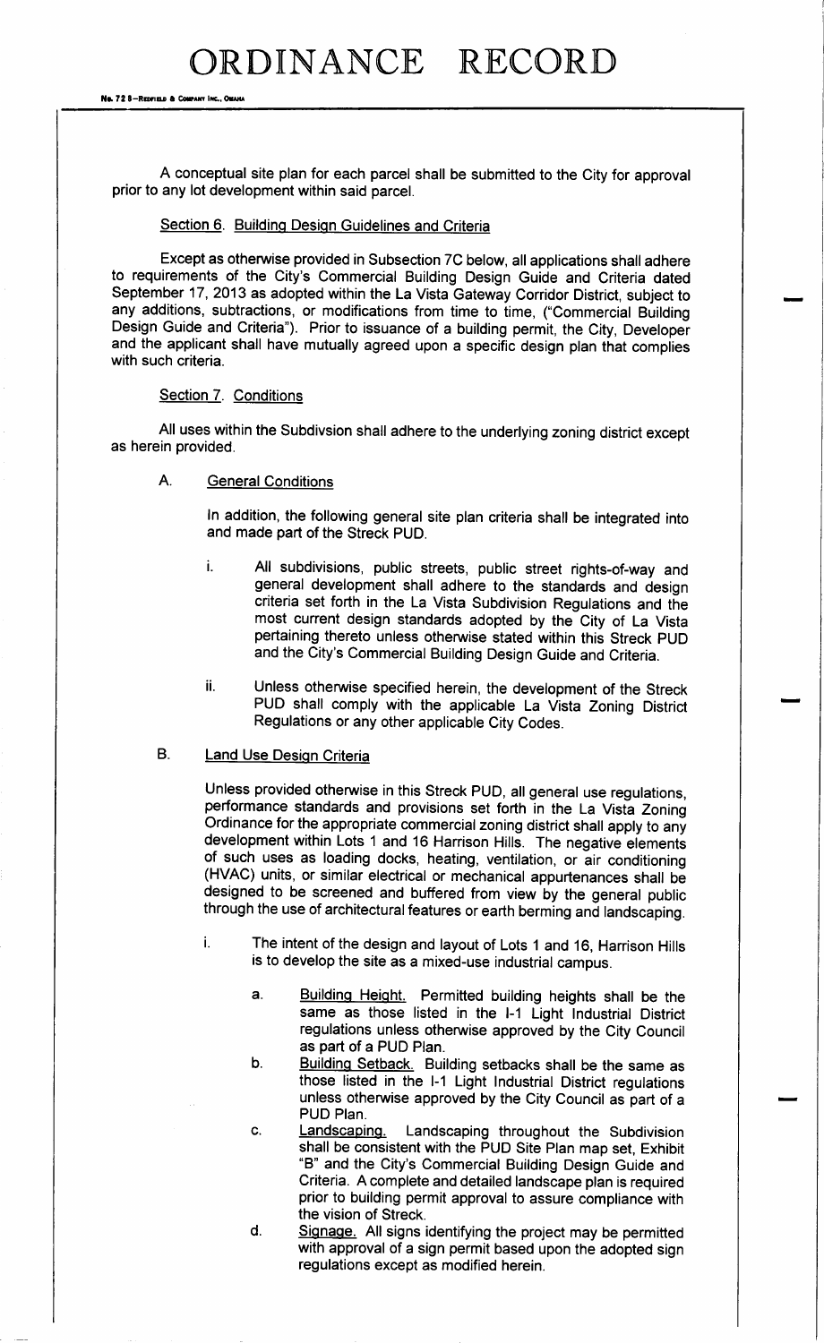A conceptual site plan for each parcel shall be submitted to the City for approval prior to any lot development within said parcel.

Section 6. Building Design Guidelines and Criteria

Except as otherwise provided in Subsection 7C below, all applications shall adhere to requirements of the City's Commercial Building Design Guide and Criteria dated September 17, 2013 as adopted within the La Vista Gateway Corridor District, subject to any additions, subtractions, or modifications from time to time, ("Commercial Building Design Guide and Criteria"). Prior to issuance of a building permit, the City, Developer and the applicant shall have mutually agreed upon a specific design plan that complies with such criteria.

Section 7. Conditions

All uses within the Subdivsion shall adhere to the underlying zoning district except as herein provided.

A. General Conditions

In addition, the following general site plan criteria shall be integrated into and made part of the Streck PUD.

i. All subdivisions, public streets, public street rights-of-way and general development shall adhere to the standards and design criteria set forth in the La Vista Subdivision Regulations and the most current design standards adopted by the City of La Vista pertaining thereto unless otherwise stated within this Streck PUD and the City's Commercial Building Design Guide and Criteria.

ii. Unless otherwise specified herein, the development of the Streck PUD shall comply with the applicable La Vista Zoning District Regulations or any other applicable City Codes.

B. Land Use Design Criteria

Unless provided otherwise in this Streck PUD, all general use regulations, performance standards and provisions set forth in the La Vista Zoning Ordinance for the appropriate commercial zoning district shall apply to any development within Lots 1 and 16 Harrison Hills. The negative elements of such uses as loading docks, heating, ventilation, or air conditioning (HVAC) units, or similar electrical or mechanical appurtenances shall be designed to be screened and buffered from view by the general public through the use of architectural features or earth berming and landscaping.

i. The intent of the design and layout of Lots 1 and 16, Harrison Hills is to develop the site as a mixed-use industrial campus.

a. Building Height. Permitted building heights shall be the same as those listed in the I-1 Light Industrial District regulations unless otherwise approved by the City Council as part of a PUD Plan.

b. Building Setback. Building setbacks shall be the same as those listed in the I-1 Light Industrial District regulations unless otherwise approved by the City Council as part of a PUD Plan.

c. Landscaping. Landscaping throughout the Subdivision shall be consistent with the PUD Site Plan map set, Exhibit "B" and the City's Commercial Building Design Guide and Criteria. A complete and detailed landscape plan is required prior to building permit approval to assure compliance with the vision of Streck.

d. Signage. All signs identifying the project may be permitted with approval of a sign permit based upon the adopted sign regulations except as modified herein.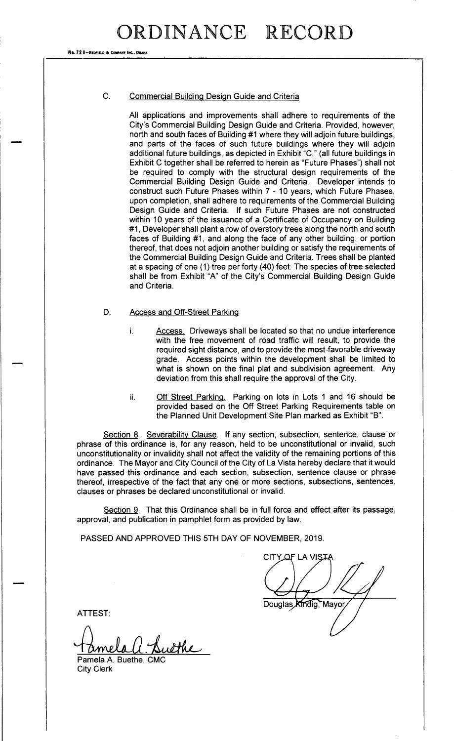C. Commercial Building Design Guide and Criteria

All applications and improvements shall adhere to requirements of the City's Commercial Building Design Guide and Criteria. Provided, however, north and south faces of Building #1 where they will adjoin future buildings, and parts of the faces of such future buildings where they will adjoin additional future buildings, as depicted in Exhibit "C," (all future buildings in Exhibit C together shall be referred to herein as "Future Phases") shall not be required to comply with the structural design requirements of the Commercial Building Design Guide and Criteria. Developer intends to construct such Future Phases within 7 - 10 years, which Future Phases, upon completion, shall adhere to requirements of the Commercial Building Design Guide and Criteria. If such Future Phases are not constructed within 10 years of the issuance of a Certificate of Occupancy on Building #1, Developer shall plant a row of overstory trees along the north and south faces of Building #1, and along the face of any other building, or portion thereof, that does not adjoin another building or satisfy the requirements of the Commercial Building Design Guide and Criteria. Trees shall be planted at a spacing of one (1) tree per forty (40) feet. The species of tree selected shall be from Exhibit "A" of the City's Commercial Building Design Guide and Criteria.

D. Access and Off-Street Parking

i. Access. Driveways shall be located so that no undue interference with the free movement of road traffic will result, to provide the required sight distance, and to provide the most-favorable driveway grade. Access points within the development shall be limited to what is shown on the final plat and subdivision agreement. Any deviation from this shall require the approval of the City.

ii. Off Street Parking. Parking on lots in Lots 1 and 16 should be provided based on the Off Street Parking Requirements table on the Planned Unit Development Site Plan marked as Exhibit "B".

Section 8. Severability Clause. If any section, subsection, sentence, clause or phrase of this ordinance is, for any reason, held to be unconstitutional or invalid, such unconstitutionality or invalidity shall not affect the validity of the remaining portions of this ordinance. The Mayor and City Council of the City of La Vista hereby declare that it would have passed this ordinance and each section, subsection, sentence clause or phrase thereof, irrespective of the fact that any one or more sections, subsections, sentences, clauses or phrases be declared unconstitutional or invalid.

Section 9. That this Ordinance shall be in full force and effect after its passage, approval, and publication in pamphlet form as provided by law.

PASSED AND APPROVED THIS 5TH DAY OF NOVEMBER, 2019.

CITY OF LA VISTA

Douglas Kindig, Mayor

ATTEST:

Pamela A. Buethe, CMC
City Clerk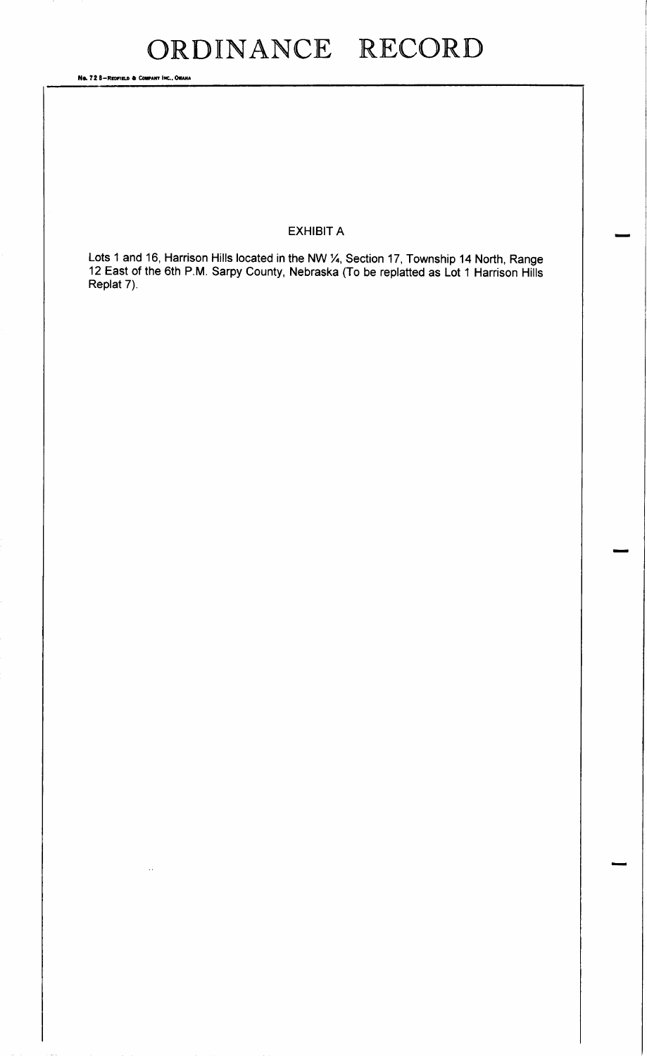# ORDINANCE RECORD

No. 72 8—REDFIELD & COMPANY INC., OMAHA

EXHIBIT A

Lots 1 and 16, Harrison Hills located in the NW ¼, Section 17, Township 14 North, Range 12 East of the 6th P.M. Sarpy County, Nebraska (To be replatted as Lot 1 Harrison Hills Replat 7).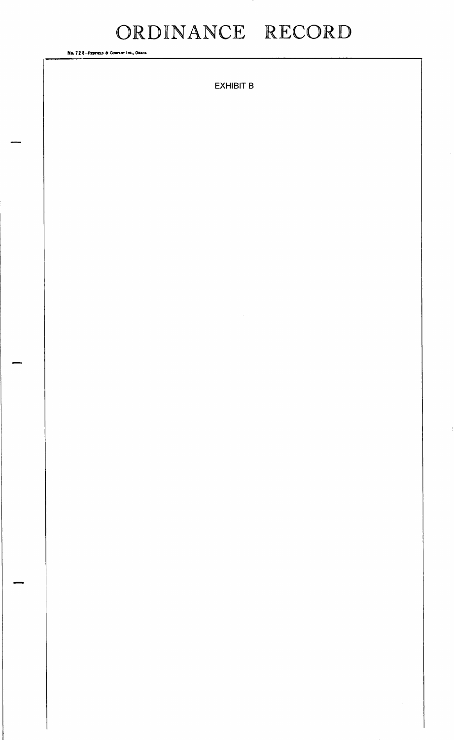EXHIBIT B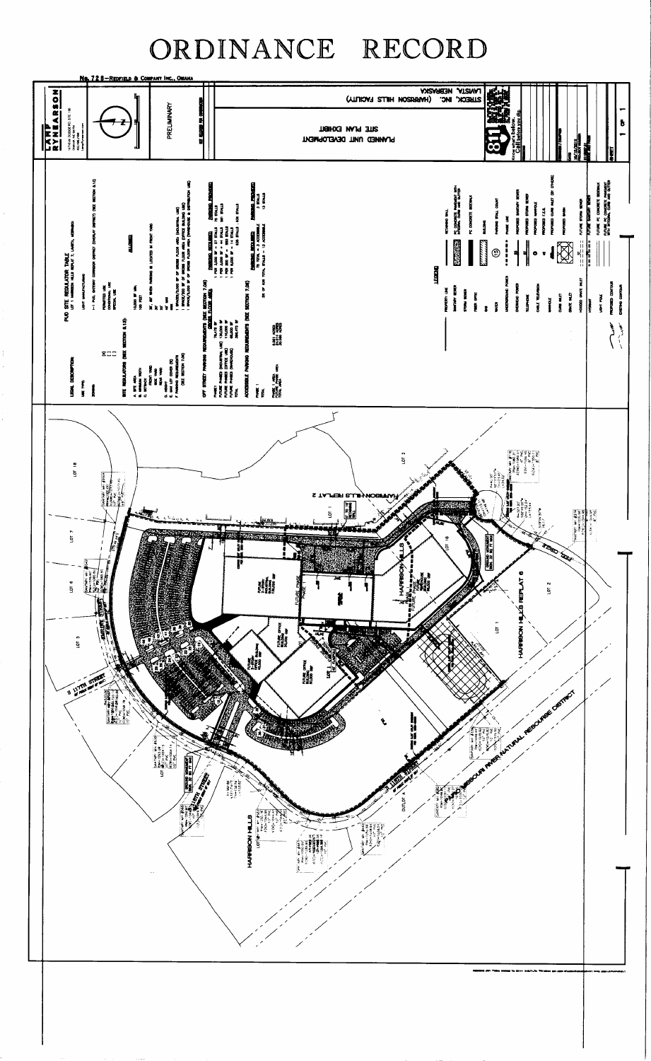# ORDINANCE RECORD

No. 728—Redfield & Company Inc., Omaha

LAMP RYNEARSON

PRELIMINARY

LAVISTA, NEBRASKA
STRECK, INC. (HARRISON HILLS FACILITY)

SITE PLAN EXHIBIT
PLANNED UNIT DEVELOPMENT

SHEET 1 OF 1

## PUD SITE REGULATOR TABLE

LOT 1 HARRISON HILLS REPLAT 7, LAVISTA, NEBRASKA

LEGAL DESCRIPTION:

USE TYPE: LIGHT MANUFACTURING

ZONING: I-1 PUD, GATEWAY CORRIDOR DISTRICT (OVERLAY DISTRICT) (SEE SECTION 6.13)

PERMITTED USE
CONDITIONAL USE
SPECIAL USE

SITE REGULATORS (SEE SECTION 6.13) — ALLOWED

| | ALLOWED |
|---|---|
| A. SITE AREA | 10,000 SF MIN. |
| B. MINIMUM WIDTH | 100 FEET |
| C. SETBACK FRONT YARD | 30', 60' WHEN PARKING IS LOCATED IN FRONT YARD |
| SIDE YARD | 30' |
| REAR YARD | 30' |
| D. HEIGHT | 45' MAX |
| E. MAX LOT COVER (%) | 65% |
| F. PARKING REQUIREMENTS (SEE SECTION 7.06) | 1 SPACE/2,000 SF OF GROSS FLOOR AREA (INDUSTRIAL USE); 1 SPACE/250 SF OF GROSS FLOOR AREA (OFFICE BUILDING USE); 1 SPACE/5,000 SF OF GROSS FLOOR AREA (WAREHOUSE & DISTRIBUTION USE) |

OFF STREET PARKING REQUIREMENTS (SEE SECTION 7.06)

| | GROSS FLOOR AREA | PARKING REQUIRED | PARKING PROVIDED |
|---|---|---|---|
| PHASE 1 | 78,478 SF | 1 PER 2,000 SF = 37 STALLS | 75 STALLS |
| FUTURE PHASES (INDUSTRIAL USE) | 130,000 SF | 1 PER 2,000 SF = 44 STALLS | 561 STALLS |
| FUTURE PHASES (OFFICE USE) | 110,000 SF | 1 PER 250 SF = 440 STALLS | |
| FUTURE PHASES (WAREHOUSE) | 60,000 SF | 1 PER 5,000 SF = 14 STALLS | |
| TOTAL | 398,478 SF | 535 STALLS | 636 STALLS |

ACCESSIBLE PARKING REQUIREMENTS (SEE SECTION 7.06)

| | PARKING REQUIRED | PARKING PROVIDED |
|---|---|---|
| PHASE 1 | 75 TOTAL = 4 ACCESSIBLE | 3 STALLS |
| TOTAL | 26 OF 636 TOTAL STALLS = 13 ACCESSIBLE | 13 STALLS |

PHASE 1 AREA: 8.661 ACRES
FUTURE PHASE AREA: 21.935 ACRES
TOTAL AREA: 30.596 ACRES

## LEGEND

PROPERTY LINE
SANITARY SEWER
STORM SEWER
FIBER OPTIC
GAS
UNDERGROUND POWER
OVERHEAD POWER
TELEPHONE
CABLE TELEVISION
MANHOLE
CURB INLET
GRATE INLET
HOODED GRATE INLET
HYDRANT
LIGHT POLE
PROPOSED CONTOUR
EXISTING CONTOUR
RETAINING WALL
PC CONCRETE PAVEMENT WITH INTEGRAL CURB AND GUTTER
PC CONCRETE SIDEWALK
BUILDING
PARKING STALL COUNT
PHASE LINE
PROPOSED SANITARY SEWER
PROPOSED STORM SEWER
PROPOSED MANHOLE
PROPOSED F.E.S.
PROPOSED CURB INLET (BY OTHERS)
PROPOSED BASIN
FUTURE STORM SEWER
FUTURE SANITARY SEWER
FUTURE PC CONCRETE SIDEWALK
FUTURE PC CONCRETE PAVEMENT WITH INTEGRAL CURB AND GUTTER

811 Know what's below. Call before you dig.

HARRISON HILLS REPLAT 2
HARRISON HILLS REPLAT 6
HARRISON HILLS
PAPIO-MISSOURI RIVER NATURAL RESOURCE DISTRICT
S 117TH STREET
S 118TH STREET
S 116TH STREET
PORT CIRCLE
LOT 1 LOT 2 LOT 3 LOT 6 LOT 7 LOT 16 LOT 18
OUTLOT A
FUTURE PHASE
FUTURE OFFICE BUILDING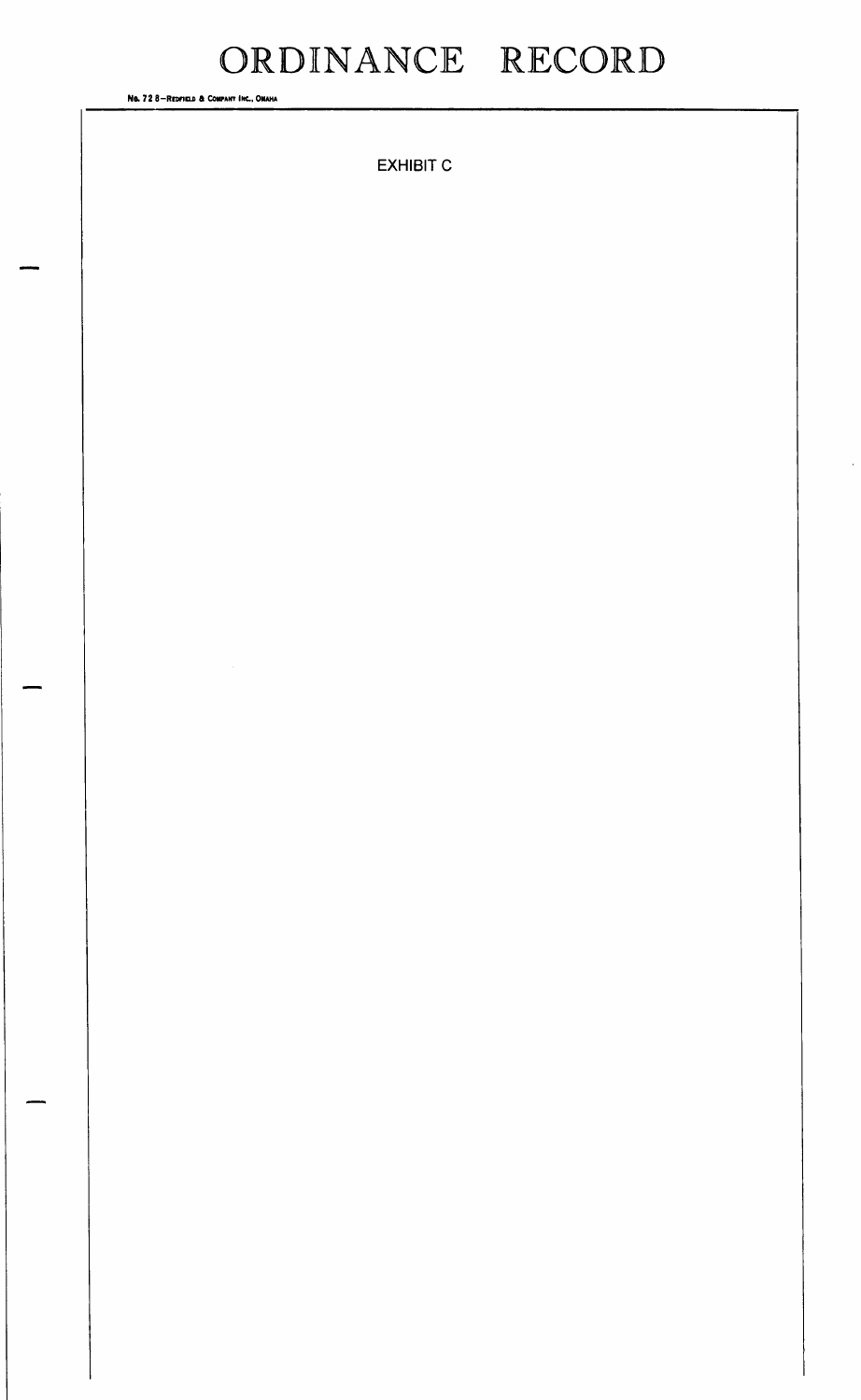EXHIBIT C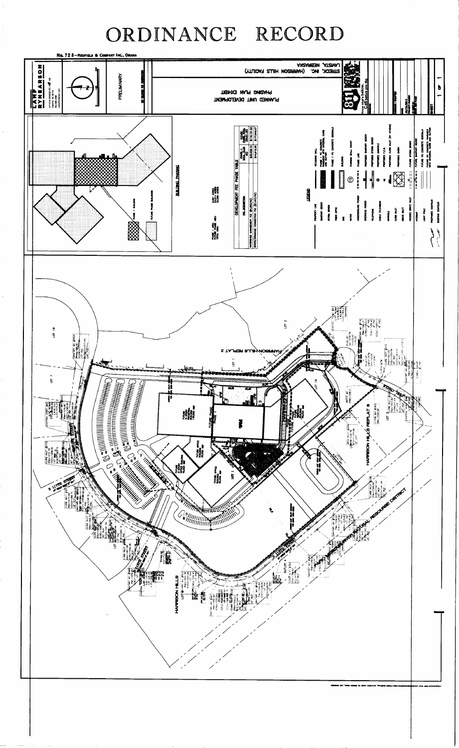# ORDINANCE RECORD

No. 728—REDFIELD & COMPANY INC., OMAHA

LAMP RYNEARSON

PRELIMINARY

NOT RELEASED FOR CONSTRUCTION

PLANNED UNIT DEVELOPMENT

PHASING PLAN EXHIBIT

STREICK, INC. (HARRISON HILLS FACILITY)

LAVISTA, NEBRASKA

811 Know what's below. Call before you dig.

SHEET 1 OF 1

BUILDING PHASING

PHASE 1 BUILDING

FUTURE PHASE BUILDINGS

DEVELOPMENT FEE PHASE TABLE

| FEE DESCRIPTION | PHASE 1 | FUTURE PHASE (SMALL) |
|---|---|---|
| WATERSHED MANAGEMENT FEE | | |
| SEWER/DRAINAGE CONNECTION FEE | | |

LEGEND

- PROPERTY LINE
- SANITARY SEWER
- STORM SEWER
- FIBER OPTIC
- GAS
- WATER
- UNDERGROUND POWER
- OVERHEAD POWER
- TELEPHONE
- CABLE TELEVISION
- MANHOLE
- CURB INLET
- GRATE INLET
- HOODED GRATE INLET
- HYDRANT
- LIGHT POLE
- PROPOSED CONTOUR
- EXISTING CONTOUR
- RETAINING WALL
- PHASE 1 PC CONCRETE PAVEMENT WITH INTEGRAL CURB AND GUTTER
- PHASE 1 PC CONCRETE SIDEWALK
- BUILDING
- PARKING STALL COUNT
- PHASE LINE
- PROPOSED SANITARY SEWER
- PROPOSED STORM SEWER
- PROPOSED MANHOLE
- PROPOSED F.E.S.
- PROPOSED CURB INLET
- PROPOSED BASIN
- FUTURE SANITARY SEWER
- FUTURE STORM SEWER
- FUTURE PC CONCRETE SIDEWALK
- FUTURE PC CONCRETE PAVEMENT WITH INTEGRAL CURB AND GUTTER

LOT 18

LOT 7

LOT 2

LOT 1

LOT 16

HARRISON HILLS REPLAT 2

HARRISON HILLS REPLAT 6

HARRISON HILLS

S 117TH STREET

OUTLOT A

PAPIO-MISSOURI RIVER NATURAL RESOURCE DISTRICT

FUTURE PHASE

FUTURE OFFICE BUILDING

FUTURE MANUFACTURING BUILDING